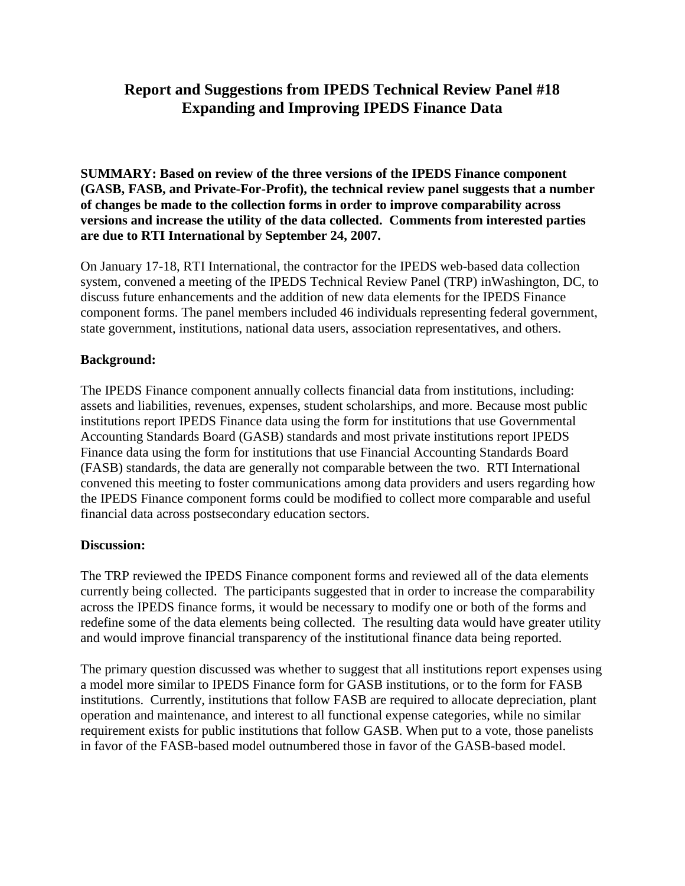# Report and Suggestions from IPEDS Technical Review Panel #18 Expanding and Improving IPEDS Finance Data

**SUMMARY: Based on review of the three versions of the IPEDS Finance component (GASB, FASB, and Private-For-Profit), the technical review panel suggests that a number of changes be made to the collection forms in order to improve comparability across versions and increase the utility of the data collected. Comments from interested parties are due to RTI International by September 24, 2007.**

On January 17-18, RTI International, the contractor for the IPEDS web-based data collection system, convened a meeting of the IPEDS Technical Review Panel (TRP) inWashington, DC, to discuss future enhancements and the addition of new data elements for the IPEDS Finance component forms. The panel members included 46 individuals representing federal government, state government, institutions, national data users, association representatives, and others.

## Background:

The IPEDS Finance component annually collects financial data from institutions, including: assets and liabilities, revenues, expenses, student scholarships, and more. Because most public institutions report IPEDS Finance data using the form for institutions that use Governmental Accounting Standards Board (GASB) standards and most private institutions report IPEDS Finance data using the form for institutions that use Financial Accounting Standards Board (FASB) standards, the data are generally not comparable between the two. RTI International convened this meeting to foster communications among data providers and users regarding how the IPEDS Finance component forms could be modified to collect more comparable and useful financial data across postsecondary education sectors.

## Discussion:

The TRP reviewed the IPEDS Finance component forms and reviewed all of the data elements currently being collected. The participants suggested that in order to increase the comparability across the IPEDS finance forms, it would be necessary to modify one or both of the forms and redefine some of the data elements being collected. The resulting data would have greater utility and would improve financial transparency of the institutional finance data being reported.

The primary question discussed was whether to suggest that all institutions report expenses using a model more similar to IPEDS Finance form for GASB institutions, or to the form for FASB institutions. Currently, institutions that follow FASB are required to allocate depreciation, plant operation and maintenance, and interest to all functional expense categories, while no similar requirement exists for public institutions that follow GASB. When put to a vote, those panelists in favor of the FASB-based model outnumbered those in favor of the GASB-based model.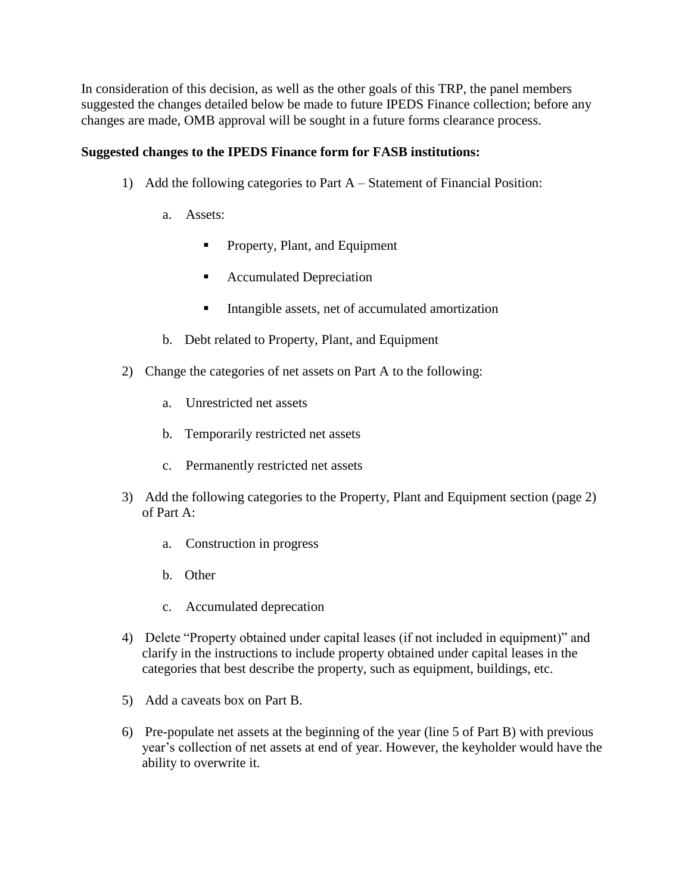In consideration of this decision, as well as the other goals of this TRP, the panel members suggested the changes detailed below be made to future IPEDS Finance collection; before any changes are made, OMB approval will be sought in a future forms clearance process.

**Suggested changes to the IPEDS Finance form for FASB institutions:**

1) Add the following categories to Part A – Statement of Financial Position:

    a. Assets:

        - Property, Plant, and Equipment
        - Accumulated Depreciation
        - Intangible assets, net of accumulated amortization

    b. Debt related to Property, Plant, and Equipment

2) Change the categories of net assets on Part A to the following:

    a. Unrestricted net assets

    b. Temporarily restricted net assets

    c. Permanently restricted net assets

3) Add the following categories to the Property, Plant and Equipment section (page 2) of Part A:

    a. Construction in progress

    b. Other

    c. Accumulated deprecation

4) Delete "Property obtained under capital leases (if not included in equipment)" and clarify in the instructions to include property obtained under capital leases in the categories that best describe the property, such as equipment, buildings, etc.

5) Add a caveats box on Part B.

6) Pre-populate net assets at the beginning of the year (line 5 of Part B) with previous year's collection of net assets at end of year. However, the keyholder would have the ability to overwrite it.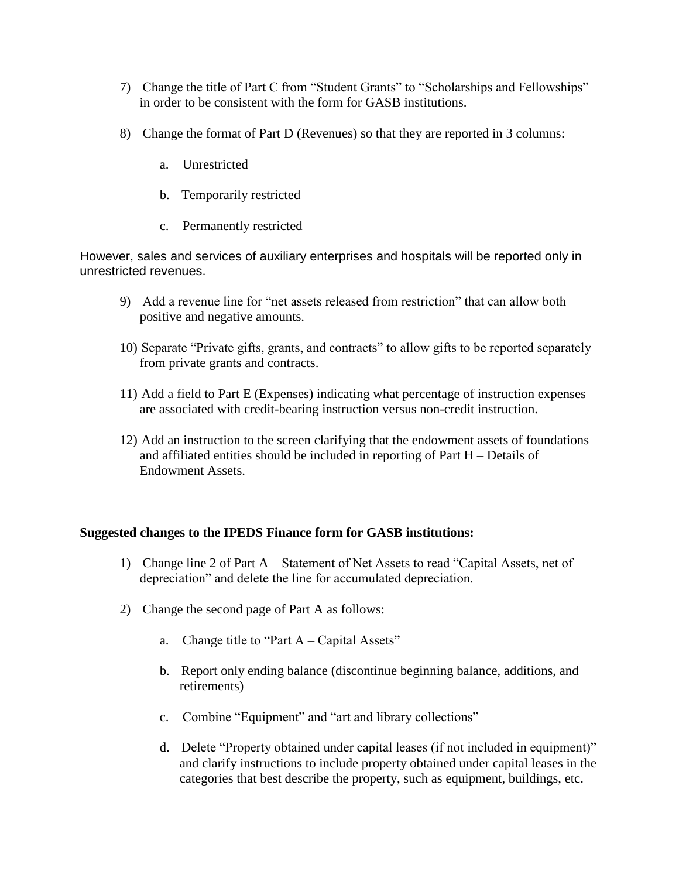7) Change the title of Part C from “Student Grants” to “Scholarships and Fellowships” in order to be consistent with the form for GASB institutions.

8) Change the format of Part D (Revenues) so that they are reported in 3 columns:

    a. Unrestricted

    b. Temporarily restricted

    c. Permanently restricted

However, sales and services of auxiliary enterprises and hospitals will be reported only in unrestricted revenues.

9) Add a revenue line for “net assets released from restriction” that can allow both positive and negative amounts.

10) Separate “Private gifts, grants, and contracts” to allow gifts to be reported separately from private grants and contracts.

11) Add a field to Part E (Expenses) indicating what percentage of instruction expenses are associated with credit-bearing instruction versus non-credit instruction.

12) Add an instruction to the screen clarifying that the endowment assets of foundations and affiliated entities should be included in reporting of Part H – Details of Endowment Assets.

**Suggested changes to the IPEDS Finance form for GASB institutions:**

1) Change line 2 of Part A – Statement of Net Assets to read “Capital Assets, net of depreciation” and delete the line for accumulated depreciation.

2) Change the second page of Part A as follows:

    a. Change title to “Part A – Capital Assets”

    b. Report only ending balance (discontinue beginning balance, additions, and retirements)

    c. Combine “Equipment” and “art and library collections”

    d. Delete “Property obtained under capital leases (if not included in equipment)” and clarify instructions to include property obtained under capital leases in the categories that best describe the property, such as equipment, buildings, etc.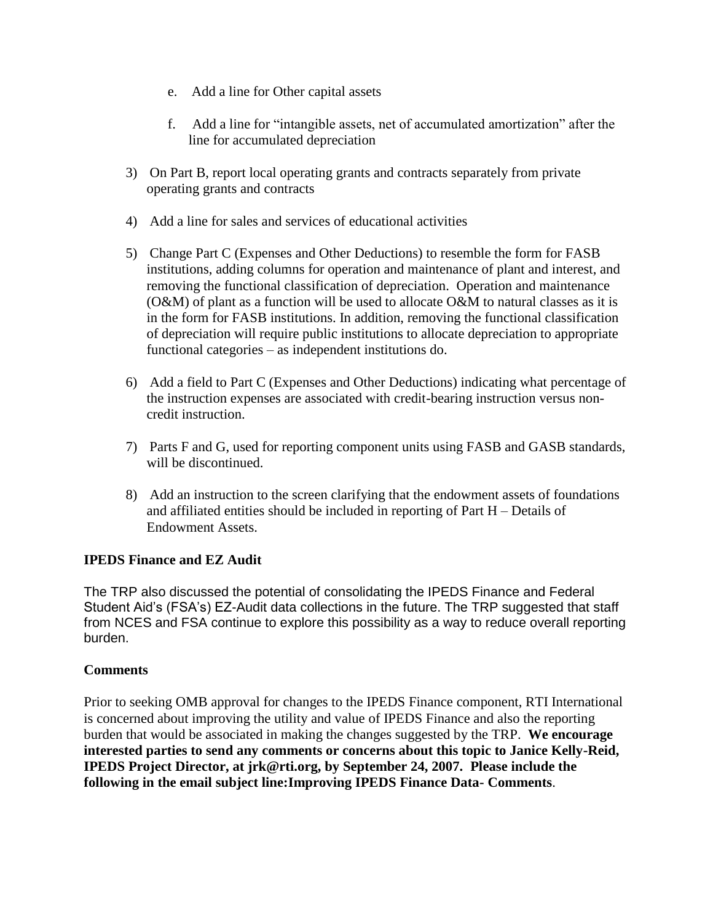e. Add a line for Other capital assets

   f. Add a line for "intangible assets, net of accumulated amortization" after the line for accumulated depreciation

3) On Part B, report local operating grants and contracts separately from private operating grants and contracts

4) Add a line for sales and services of educational activities

5) Change Part C (Expenses and Other Deductions) to resemble the form for FASB institutions, adding columns for operation and maintenance of plant and interest, and removing the functional classification of depreciation. Operation and maintenance (O&M) of plant as a function will be used to allocate O&M to natural classes as it is in the form for FASB institutions. In addition, removing the functional classification of depreciation will require public institutions to allocate depreciation to appropriate functional categories – as independent institutions do.

6) Add a field to Part C (Expenses and Other Deductions) indicating what percentage of the instruction expenses are associated with credit-bearing instruction versus non-credit instruction.

7) Parts F and G, used for reporting component units using FASB and GASB standards, will be discontinued.

8) Add an instruction to the screen clarifying that the endowment assets of foundations and affiliated entities should be included in reporting of Part H – Details of Endowment Assets.

**IPEDS Finance and EZ Audit**

The TRP also discussed the potential of consolidating the IPEDS Finance and Federal Student Aid's (FSA's) EZ-Audit data collections in the future. The TRP suggested that staff from NCES and FSA continue to explore this possibility as a way to reduce overall reporting burden.

**Comments**

Prior to seeking OMB approval for changes to the IPEDS Finance component, RTI International is concerned about improving the utility and value of IPEDS Finance and also the reporting burden that would be associated in making the changes suggested by the TRP. **We encourage interested parties to send any comments or concerns about this topic to Janice Kelly-Reid, IPEDS Project Director, at jrk@rti.org, by September 24, 2007. Please include the following in the email subject line:Improving IPEDS Finance Data- Comments**.